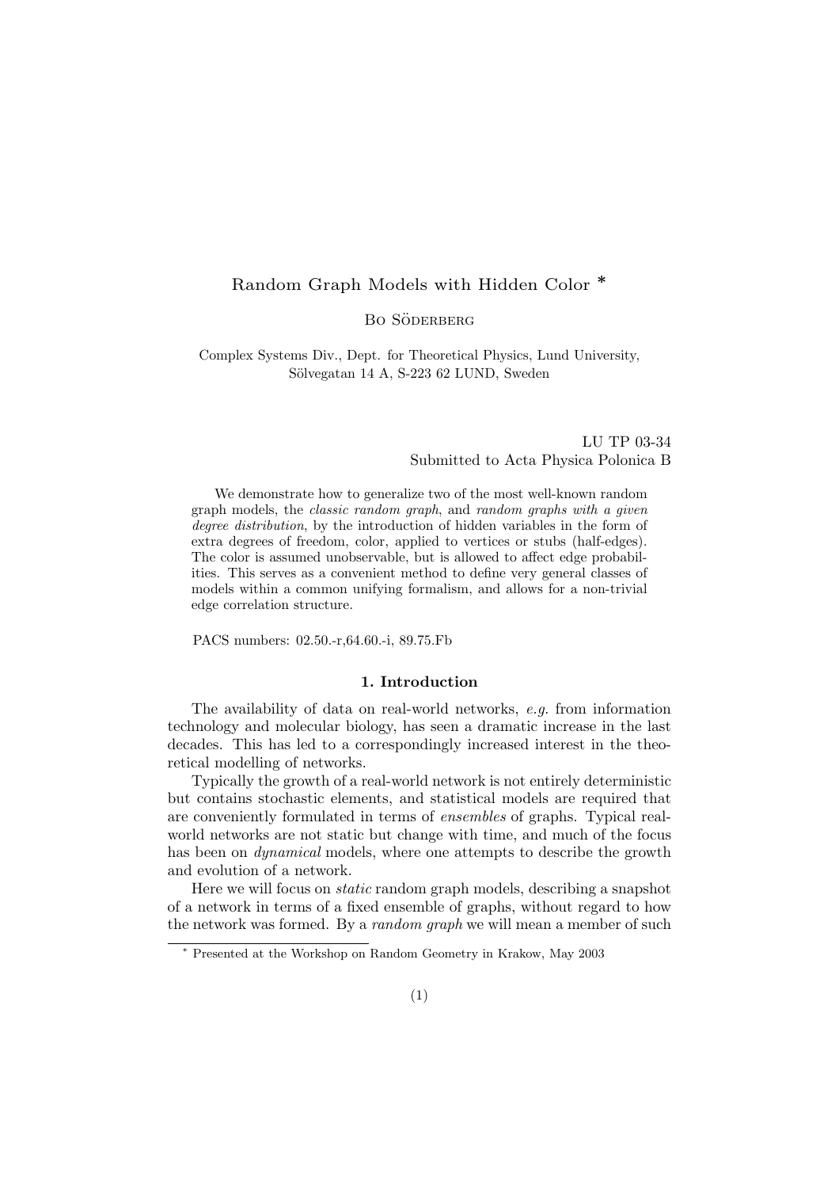# Random Graph Models with Hidden Color *

Bo Söderberg

Complex Systems Div., Dept. for Theoretical Physics, Lund University,
Sölvegatan 14 A, S-223 62 LUND, Sweden

LU TP 03-34
Submitted to Acta Physica Polonica B

We demonstrate how to generalize two of the most well-known random graph models, the *classic random graph*, and *random graphs with a given degree distribution*, by the introduction of hidden variables in the form of extra degrees of freedom, color, applied to vertices or stubs (half-edges). The color is assumed unobservable, but is allowed to affect edge probabilities. This serves as a convenient method to define very general classes of models within a common unifying formalism, and allows for a non-trivial edge correlation structure.

PACS numbers: 02.50.-r,64.60.-i, 89.75.Fb

## 1. Introduction

The availability of data on real-world networks, *e.g.* from information technology and molecular biology, has seen a dramatic increase in the last decades. This has led to a correspondingly increased interest in the theoretical modelling of networks.

Typically the growth of a real-world network is not entirely deterministic but contains stochastic elements, and statistical models are required that are conveniently formulated in terms of *ensembles* of graphs. Typical real-world networks are not static but change with time, and much of the focus has been on *dynamical* models, where one attempts to describe the growth and evolution of a network.

Here we will focus on *static* random graph models, describing a snapshot of a network in terms of a fixed ensemble of graphs, without regard to how the network was formed. By a *random graph* we will mean a member of such

* Presented at the Workshop on Random Geometry in Krakow, May 2003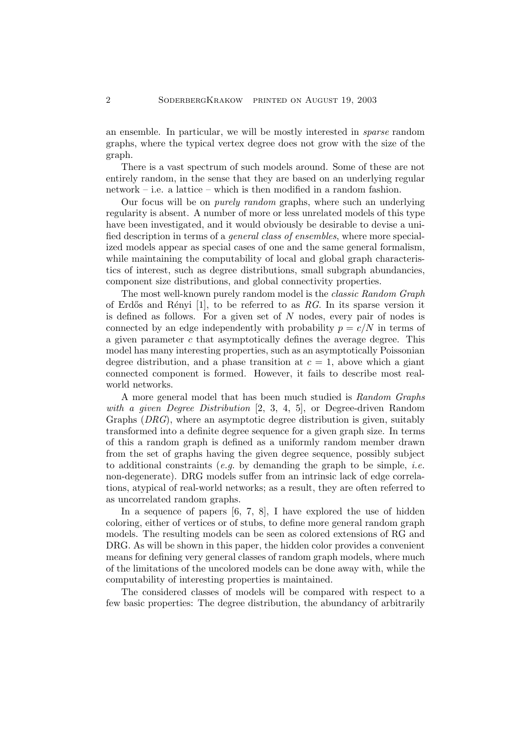an ensemble. In particular, we will be mostly interested in *sparse* random graphs, where the typical vertex degree does not grow with the size of the graph.

There is a vast spectrum of such models around. Some of these are not entirely random, in the sense that they are based on an underlying regular network – i.e. a lattice – which is then modified in a random fashion.

Our focus will be on *purely random* graphs, where such an underlying regularity is absent. A number of more or less unrelated models of this type have been investigated, and it would obviously be desirable to devise a unified description in terms of a *general class of ensembles*, where more specialized models appear as special cases of one and the same general formalism, while maintaining the computability of local and global graph characteristics of interest, such as degree distributions, small subgraph abundancies, component size distributions, and global connectivity properties.

The most well-known purely random model is the *classic Random Graph* of Erdős and Rényi [1], to be referred to as *RG*. In its sparse version it is defined as follows. For a given set of $N$ nodes, every pair of nodes is connected by an edge independently with probability $p = c/N$ in terms of a given parameter $c$ that asymptotically defines the average degree. This model has many interesting properties, such as an asymptotically Poissonian degree distribution, and a phase transition at $c = 1$, above which a giant connected component is formed. However, it fails to describe most real-world networks.

A more general model that has been much studied is *Random Graphs with a given Degree Distribution* [2, 3, 4, 5], or Degree-driven Random Graphs (*DRG*), where an asymptotic degree distribution is given, suitably transformed into a definite degree sequence for a given graph size. In terms of this a random graph is defined as a uniformly random member drawn from the set of graphs having the given degree sequence, possibly subject to additional constraints (*e.g.* by demanding the graph to be simple, *i.e.* non-degenerate). DRG models suffer from an intrinsic lack of edge correlations, atypical of real-world networks; as a result, they are often referred to as uncorrelated random graphs.

In a sequence of papers [6, 7, 8], I have explored the use of hidden coloring, either of vertices or of stubs, to define more general random graph models. The resulting models can be seen as colored extensions of RG and DRG. As will be shown in this paper, the hidden color provides a convenient means for defining very general classes of random graph models, where much of the limitations of the uncolored models can be done away with, while the computability of interesting properties is maintained.

The considered classes of models will be compared with respect to a few basic properties: The degree distribution, the abundancy of arbitrarily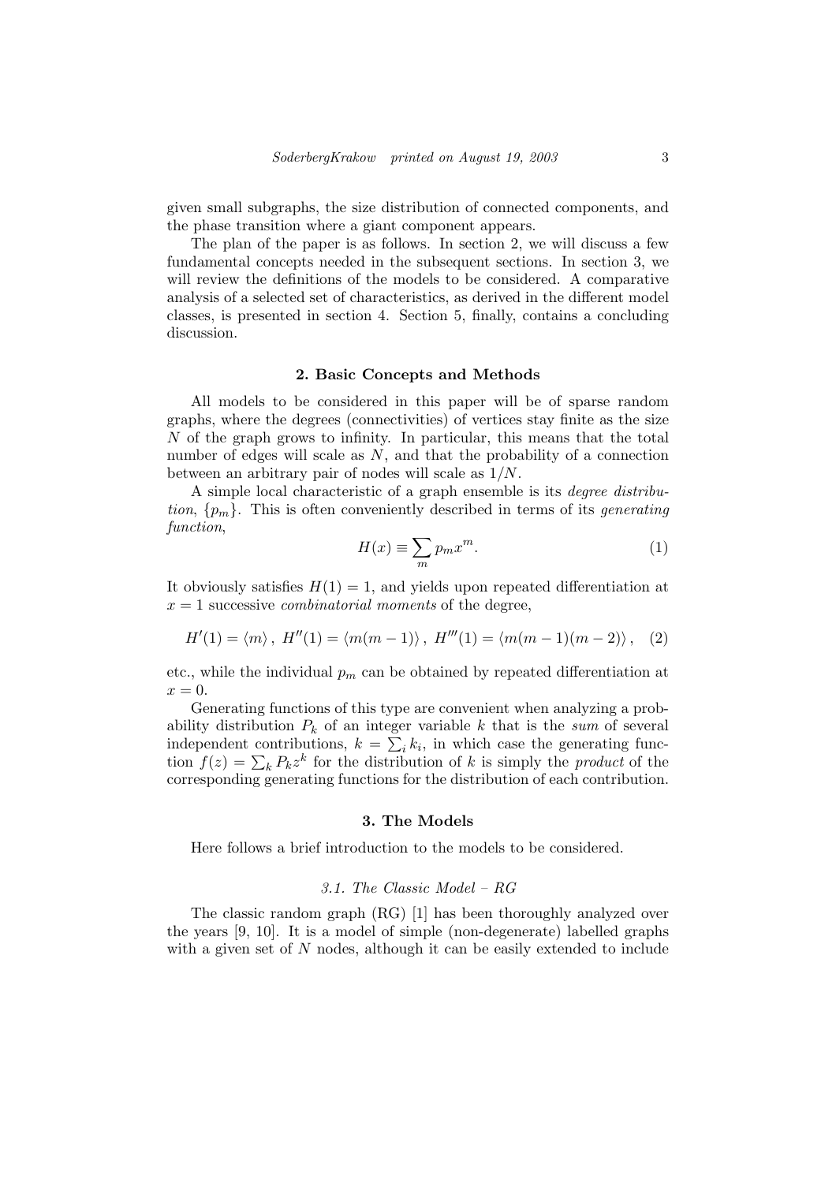given small subgraphs, the size distribution of connected components, and the phase transition where a giant component appears.

The plan of the paper is as follows. In section 2, we will discuss a few fundamental concepts needed in the subsequent sections. In section 3, we will review the definitions of the models to be considered. A comparative analysis of a selected set of characteristics, as derived in the different model classes, is presented in section 4. Section 5, finally, contains a concluding discussion.

## 2. Basic Concepts and Methods

All models to be considered in this paper will be of sparse random graphs, where the degrees (connectivities) of vertices stay finite as the size $N$ of the graph grows to infinity. In particular, this means that the total number of edges will scale as $N$, and that the probability of a connection between an arbitrary pair of nodes will scale as $1/N$.

A simple local characteristic of a graph ensemble is its *degree distribution*, $\{p_m\}$. This is often conveniently described in terms of its *generating function*,

$$H(x) \equiv \sum_m p_m x^m. \tag{1}$$

It obviously satisfies $H(1) = 1$, and yields upon repeated differentiation at $x = 1$ successive *combinatorial moments* of the degree,

$$H'(1) = \langle m \rangle \,,\; H''(1) = \langle m(m-1) \rangle \,,\; H'''(1) = \langle m(m-1)(m-2) \rangle \,, \tag{2}$$

etc., while the individual $p_m$ can be obtained by repeated differentiation at $x = 0$.

Generating functions of this type are convenient when analyzing a probability distribution $P_k$ of an integer variable $k$ that is the *sum* of several independent contributions, $k = \sum_i k_i$, in which case the generating function $f(z) = \sum_k P_k z^k$ for the distribution of $k$ is simply the *product* of the corresponding generating functions for the distribution of each contribution.

## 3. The Models

Here follows a brief introduction to the models to be considered.

### *3.1. The Classic Model – RG*

The classic random graph (RG) [1] has been thoroughly analyzed over the years [9, 10]. It is a model of simple (non-degenerate) labelled graphs with a given set of $N$ nodes, although it can be easily extended to include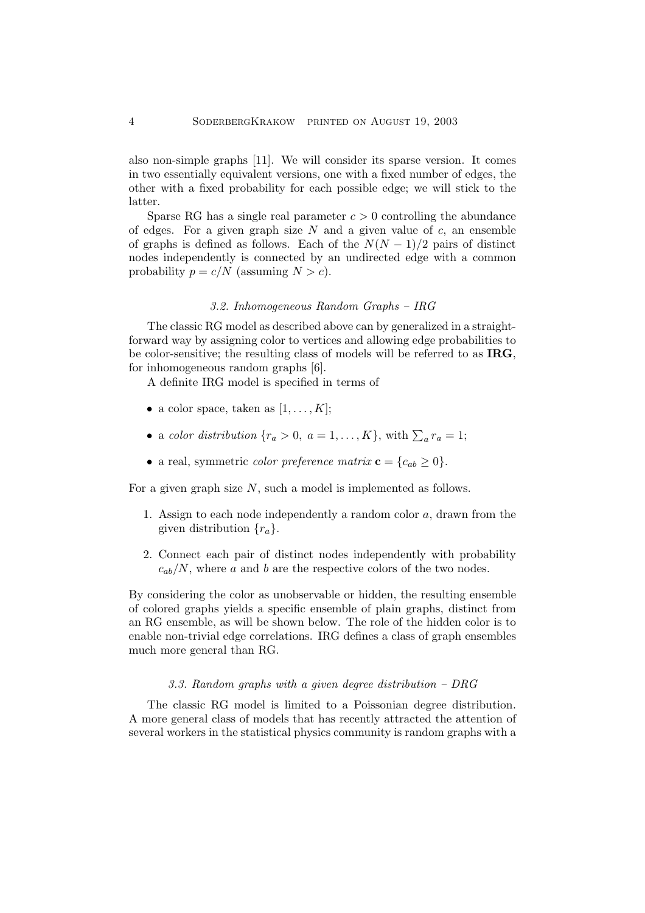also non-simple graphs [11]. We will consider its sparse version. It comes in two essentially equivalent versions, one with a fixed number of edges, the other with a fixed probability for each possible edge; we will stick to the latter.

Sparse RG has a single real parameter $c > 0$ controlling the abundance of edges. For a given graph size $N$ and a given value of $c$, an ensemble of graphs is defined as follows. Each of the $N(N-1)/2$ pairs of distinct nodes independently is connected by an undirected edge with a common probability $p = c/N$ (assuming $N > c$).

### *3.2. Inhomogeneous Random Graphs – IRG*

The classic RG model as described above can by generalized in a straightforward way by assigning color to vertices and allowing edge probabilities to be color-sensitive; the resulting class of models will be referred to as **IRG**, for inhomogeneous random graphs [6].

A definite IRG model is specified in terms of

- a color space, taken as $[1, \ldots, K]$;
- a *color distribution* $\{r_a > 0, \; a = 1, \ldots, K\}$, with $\sum_a r_a = 1$;
- a real, symmetric *color preference matrix* $\mathbf{c} = \{c_{ab} \geq 0\}$.

For a given graph size $N$, such a model is implemented as follows.

1. Assign to each node independently a random color $a$, drawn from the given distribution $\{r_a\}$.
2. Connect each pair of distinct nodes independently with probability $c_{ab}/N$, where $a$ and $b$ are the respective colors of the two nodes.

By considering the color as unobservable or hidden, the resulting ensemble of colored graphs yields a specific ensemble of plain graphs, distinct from an RG ensemble, as will be shown below. The role of the hidden color is to enable non-trivial edge correlations. IRG defines a class of graph ensembles much more general than RG.

### *3.3. Random graphs with a given degree distribution – DRG*

The classic RG model is limited to a Poissonian degree distribution. A more general class of models that has recently attracted the attention of several workers in the statistical physics community is random graphs with a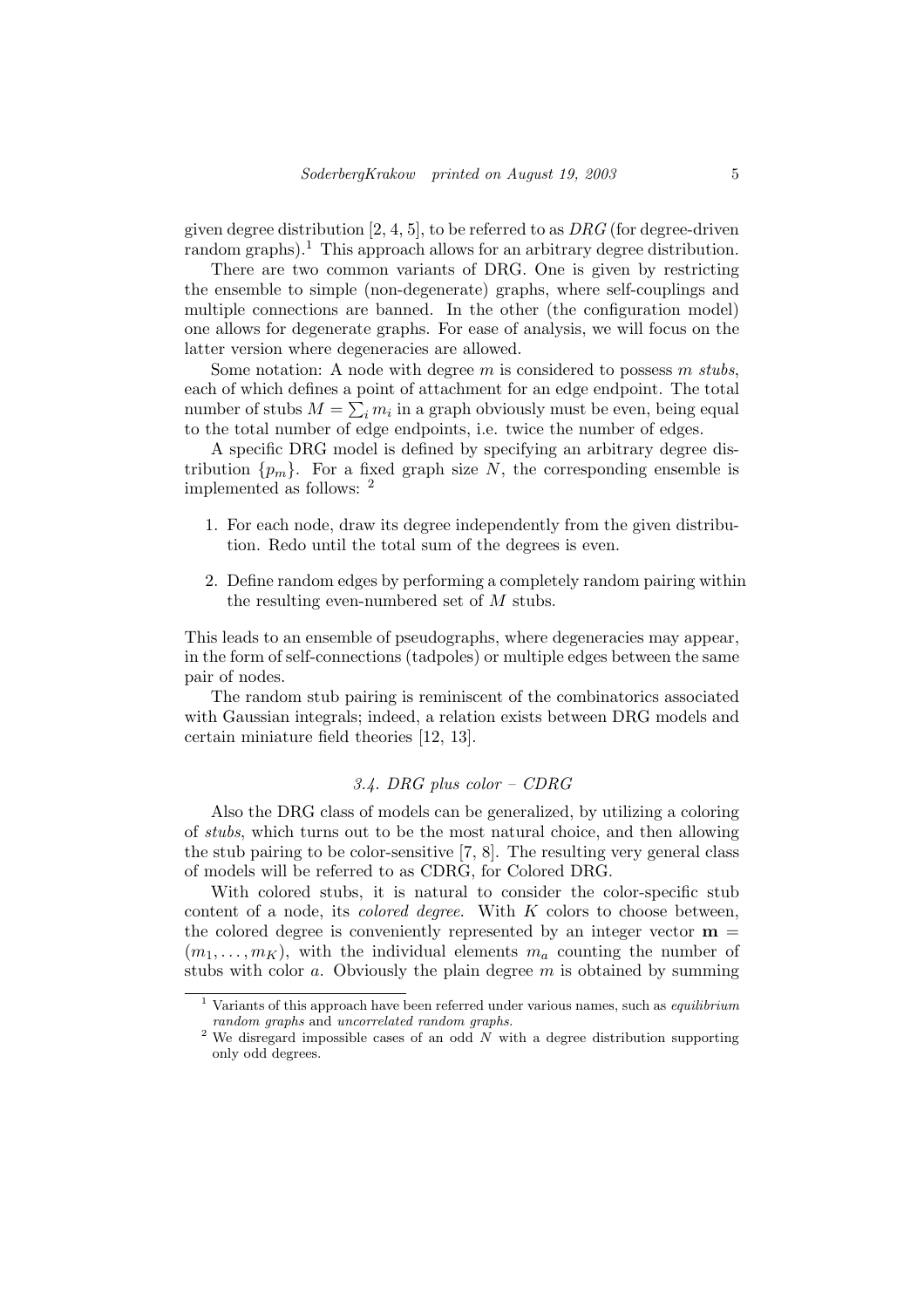given degree distribution [2, 4, 5], to be referred to as *DRG* (for degree-driven random graphs).[1] This approach allows for an arbitrary degree distribution.

There are two common variants of DRG. One is given by restricting the ensemble to simple (non-degenerate) graphs, where self-couplings and multiple connections are banned. In the other (the configuration model) one allows for degenerate graphs. For ease of analysis, we will focus on the latter version where degeneracies are allowed.

Some notation: A node with degree $m$ is considered to possess $m$ *stubs*, each of which defines a point of attachment for an edge endpoint. The total number of stubs $M = \sum_i m_i$ in a graph obviously must be even, being equal to the total number of edge endpoints, i.e. twice the number of edges.

A specific DRG model is defined by specifying an arbitrary degree distribution $\{p_m\}$. For a fixed graph size $N$, the corresponding ensemble is implemented as follows: [2]

1. For each node, draw its degree independently from the given distribution. Redo until the total sum of the degrees is even.
2. Define random edges by performing a completely random pairing within the resulting even-numbered set of $M$ stubs.

This leads to an ensemble of pseudographs, where degeneracies may appear, in the form of self-connections (tadpoles) or multiple edges between the same pair of nodes.

The random stub pairing is reminiscent of the combinatorics associated with Gaussian integrals; indeed, a relation exists between DRG models and certain miniature field theories [12, 13].

### *3.4. DRG plus color – CDRG*

Also the DRG class of models can be generalized, by utilizing a coloring of *stubs*, which turns out to be the most natural choice, and then allowing the stub pairing to be color-sensitive [7, 8]. The resulting very general class of models will be referred to as CDRG, for Colored DRG.

With colored stubs, it is natural to consider the color-specific stub content of a node, its *colored degree*. With $K$ colors to choose between, the colored degree is conveniently represented by an integer vector $\mathbf{m} = (m_1, \ldots, m_K)$, with the individual elements $m_a$ counting the number of stubs with color $a$. Obviously the plain degree $m$ is obtained by summing

---

[1] Variants of this approach have been referred under various names, such as *equilibrium random graphs* and *uncorrelated random graphs*.

[2] We disregard impossible cases of an odd $N$ with a degree distribution supporting only odd degrees.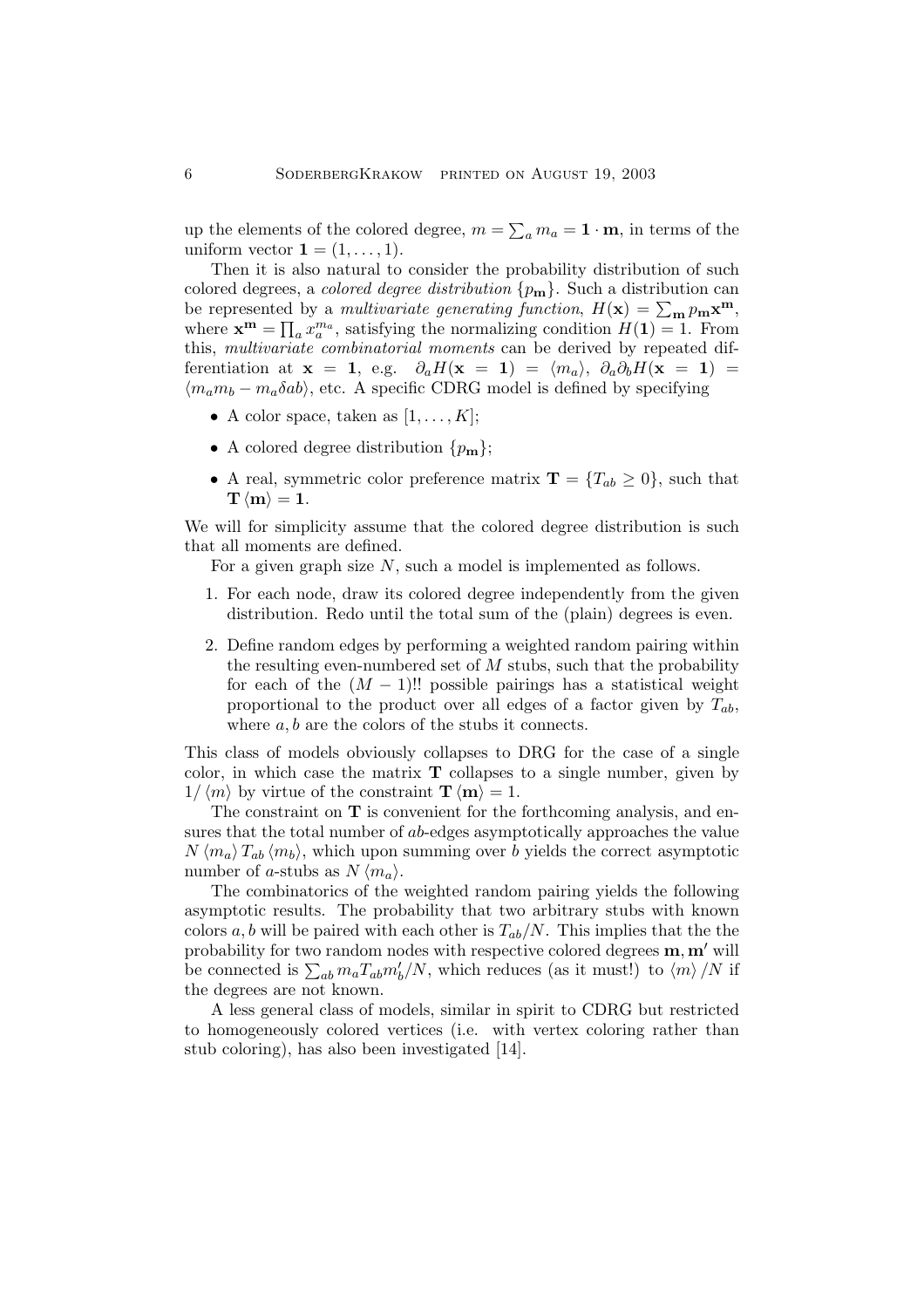up the elements of the colored degree, $m = \sum_a m_a = \mathbf{1} \cdot \mathbf{m}$, in terms of the uniform vector $\mathbf{1} = (1, \ldots, 1)$.

Then it is also natural to consider the probability distribution of such colored degrees, a *colored degree distribution* $\{p_{\mathbf{m}}\}$. Such a distribution can be represented by a *multivariate generating function*, $H(\mathbf{x}) = \sum_{\mathbf{m}} p_{\mathbf{m}} \mathbf{x}^{\mathbf{m}}$, where $\mathbf{x}^{\mathbf{m}} = \prod_a x_a^{m_a}$, satisfying the normalizing condition $H(\mathbf{1}) = 1$. From this, *multivariate combinatorial moments* can be derived by repeated differentiation at $\mathbf{x} = \mathbf{1}$, e.g. $\partial_a H(\mathbf{x} = \mathbf{1}) = \langle m_a \rangle$, $\partial_a \partial_b H(\mathbf{x} = \mathbf{1}) = \langle m_a m_b - m_a \delta ab \rangle$, etc. A specific CDRG model is defined by specifying

- A color space, taken as $[1, \ldots, K]$;
- A colored degree distribution $\{p_{\mathbf{m}}\}$;
- A real, symmetric color preference matrix $\mathbf{T} = \{T_{ab} \geq 0\}$, such that $\mathbf{T} \langle \mathbf{m} \rangle = \mathbf{1}$.

We will for simplicity assume that the colored degree distribution is such that all moments are defined.

For a given graph size $N$, such a model is implemented as follows.

1. For each node, draw its colored degree independently from the given distribution. Redo until the total sum of the (plain) degrees is even.
2. Define random edges by performing a weighted random pairing within the resulting even-numbered set of $M$ stubs, such that the probability for each of the $(M-1)!!$ possible pairings has a statistical weight proportional to the product over all edges of a factor given by $T_{ab}$, where $a, b$ are the colors of the stubs it connects.

This class of models obviously collapses to DRG for the case of a single color, in which case the matrix $\mathbf{T}$ collapses to a single number, given by $1/\langle m \rangle$ by virtue of the constraint $\mathbf{T} \langle \mathbf{m} \rangle = 1$.

The constraint on $\mathbf{T}$ is convenient for the forthcoming analysis, and ensures that the total number of $ab$-edges asymptotically approaches the value $N \langle m_a \rangle T_{ab} \langle m_b \rangle$, which upon summing over $b$ yields the correct asymptotic number of $a$-stubs as $N \langle m_a \rangle$.

The combinatorics of the weighted random pairing yields the following asymptotic results. The probability that two arbitrary stubs with known colors $a, b$ will be paired with each other is $T_{ab}/N$. This implies that the the probability for two random nodes with respective colored degrees $\mathbf{m}, \mathbf{m}'$ will be connected is $\sum_{ab} m_a T_{ab} m'_b / N$, which reduces (as it must!) to $\langle m \rangle / N$ if the degrees are not known.

A less general class of models, similar in spirit to CDRG but restricted to homogeneously colored vertices (i.e. with vertex coloring rather than stub coloring), has also been investigated [14].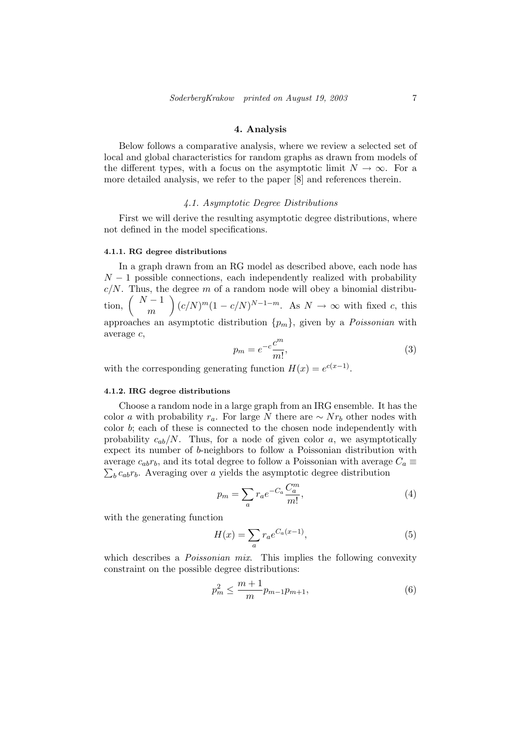## 4. Analysis

Below follows a comparative analysis, where we review a selected set of local and global characteristics for random graphs as drawn from models of the different types, with a focus on the asymptotic limit $N \to \infty$. For a more detailed analysis, we refer to the paper [8] and references therein.

### *4.1. Asymptotic Degree Distributions*

First we will derive the resulting asymptotic degree distributions, where not defined in the model specifications.

#### 4.1.1. RG degree distributions

In a graph drawn from an RG model as described above, each node has $N-1$ possible connections, each independently realized with probability $c/N$. Thus, the degree $m$ of a random node will obey a binomial distribution, $\binom{N-1}{m}(c/N)^m(1-c/N)^{N-1-m}$. As $N \to \infty$ with fixed $c$, this approaches an asymptotic distribution $\{p_m\}$, given by a *Poissonian* with average $c$,

$$p_m = e^{-c}\frac{c^m}{m!}, \tag{3}$$

with the corresponding generating function $H(x) = e^{c(x-1)}$.

#### 4.1.2. IRG degree distributions

Choose a random node in a large graph from an IRG ensemble. It has the color $a$ with probability $r_a$. For large $N$ there are $\sim Nr_b$ other nodes with color $b$; each of these is connected to the chosen node independently with probability $c_{ab}/N$. Thus, for a node of given color $a$, we asymptotically expect its number of $b$-neighbors to follow a Poissonian distribution with average $c_{ab}r_b$, and its total degree to follow a Poissonian with average $C_a \equiv \sum_b c_{ab}r_b$. Averaging over $a$ yields the asymptotic degree distribution

$$p_m = \sum_a r_a e^{-C_a}\frac{C_a^m}{m!}, \tag{4}$$

with the generating function

$$H(x) = \sum_a r_a e^{C_a(x-1)}, \tag{5}$$

which describes a *Poissonian mix*. This implies the following convexity constraint on the possible degree distributions:

$$p_m^2 \leq \frac{m+1}{m}p_{m-1}p_{m+1}, \tag{6}$$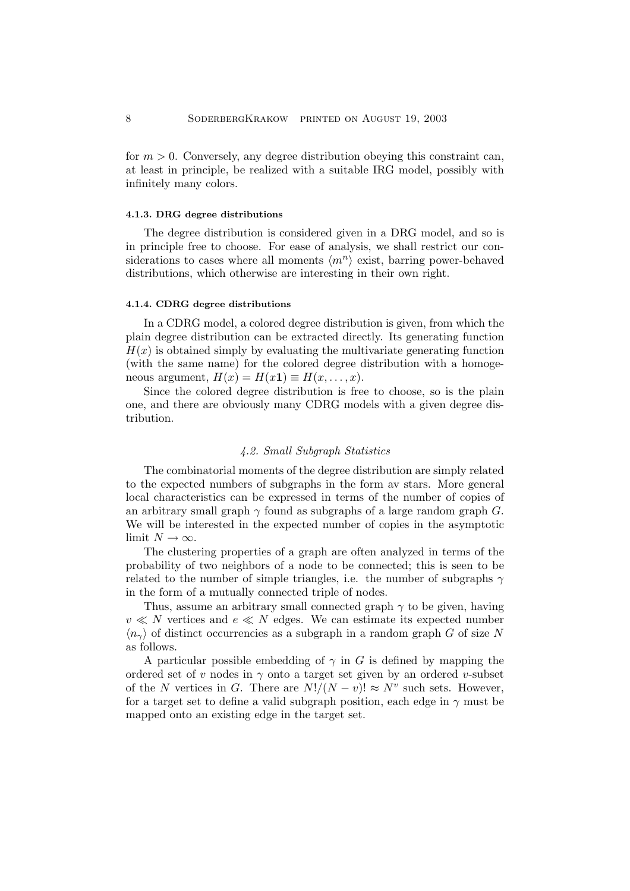for $m > 0$. Conversely, any degree distribution obeying this constraint can, at least in principle, be realized with a suitable IRG model, possibly with infinitely many colors.

#### 4.1.3. DRG degree distributions

The degree distribution is considered given in a DRG model, and so is in principle free to choose. For ease of analysis, we shall restrict our considerations to cases where all moments $\langle m^n \rangle$ exist, barring power-behaved distributions, which otherwise are interesting in their own right.

#### 4.1.4. CDRG degree distributions

In a CDRG model, a colored degree distribution is given, from which the plain degree distribution can be extracted directly. Its generating function $H(x)$ is obtained simply by evaluating the multivariate generating function (with the same name) for the colored degree distribution with a homogeneous argument, $H(x) = H(x\mathbf{1}) \equiv H(x, \ldots, x)$.

Since the colored degree distribution is free to choose, so is the plain one, and there are obviously many CDRG models with a given degree distribution.

### *4.2. Small Subgraph Statistics*

The combinatorial moments of the degree distribution are simply related to the expected numbers of subgraphs in the form av stars. More general local characteristics can be expressed in terms of the number of copies of an arbitrary small graph $\gamma$ found as subgraphs of a large random graph $G$. We will be interested in the expected number of copies in the asymptotic limit $N \to \infty$.

The clustering properties of a graph are often analyzed in terms of the probability of two neighbors of a node to be connected; this is seen to be related to the number of simple triangles, i.e. the number of subgraphs $\gamma$ in the form of a mutually connected triple of nodes.

Thus, assume an arbitrary small connected graph $\gamma$ to be given, having $v \ll N$ vertices and $e \ll N$ edges. We can estimate its expected number $\langle n_\gamma \rangle$ of distinct occurrencies as a subgraph in a random graph $G$ of size $N$ as follows.

A particular possible embedding of $\gamma$ in $G$ is defined by mapping the ordered set of $v$ nodes in $\gamma$ onto a target set given by an ordered $v$-subset of the $N$ vertices in $G$. There are $N!/(N-v)! \approx N^v$ such sets. However, for a target set to define a valid subgraph position, each edge in $\gamma$ must be mapped onto an existing edge in the target set.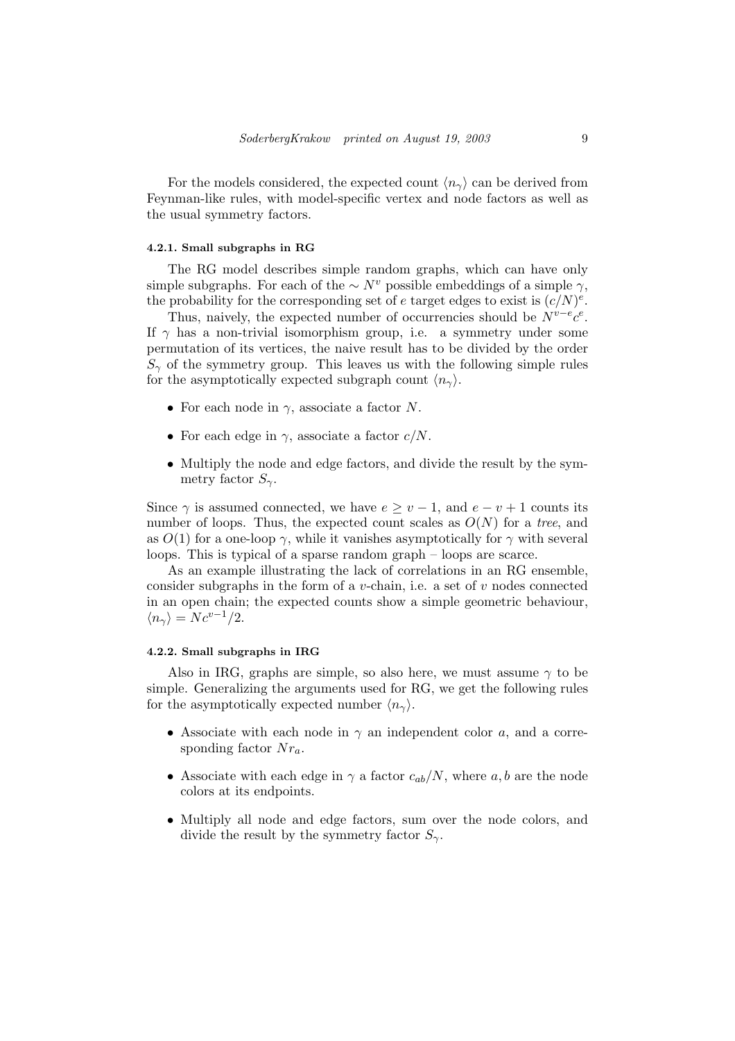For the models considered, the expected count $\langle n_\gamma \rangle$ can be derived from Feynman-like rules, with model-specific vertex and node factors as well as the usual symmetry factors.

#### 4.2.1. Small subgraphs in RG

The RG model describes simple random graphs, which can have only simple subgraphs. For each of the $\sim N^v$ possible embeddings of a simple $\gamma$, the probability for the corresponding set of $e$ target edges to exist is $(c/N)^e$.

Thus, naively, the expected number of occurrencies should be $N^{v-e}c^e$. If $\gamma$ has a non-trivial isomorphism group, i.e. a symmetry under some permutation of its vertices, the naive result has to be divided by the order $S_\gamma$ of the symmetry group. This leaves us with the following simple rules for the asymptotically expected subgraph count $\langle n_\gamma \rangle$.

- For each node in $\gamma$, associate a factor $N$.
- For each edge in $\gamma$, associate a factor $c/N$.
- Multiply the node and edge factors, and divide the result by the symmetry factor $S_\gamma$.

Since $\gamma$ is assumed connected, we have $e \geq v-1$, and $e-v+1$ counts its number of loops. Thus, the expected count scales as $O(N)$ for a *tree*, and as $O(1)$ for a one-loop $\gamma$, while it vanishes asymptotically for $\gamma$ with several loops. This is typical of a sparse random graph – loops are scarce.

As an example illustrating the lack of correlations in an RG ensemble, consider subgraphs in the form of a $v$-chain, i.e. a set of $v$ nodes connected in an open chain; the expected counts show a simple geometric behaviour, $\langle n_\gamma \rangle = Nc^{v-1}/2$.

#### 4.2.2. Small subgraphs in IRG

Also in IRG, graphs are simple, so also here, we must assume $\gamma$ to be simple. Generalizing the arguments used for RG, we get the following rules for the asymptotically expected number $\langle n_\gamma \rangle$.

- Associate with each node in $\gamma$ an independent color $a$, and a corresponding factor $Nr_a$.
- Associate with each edge in $\gamma$ a factor $c_{ab}/N$, where $a, b$ are the node colors at its endpoints.
- Multiply all node and edge factors, sum over the node colors, and divide the result by the symmetry factor $S_\gamma$.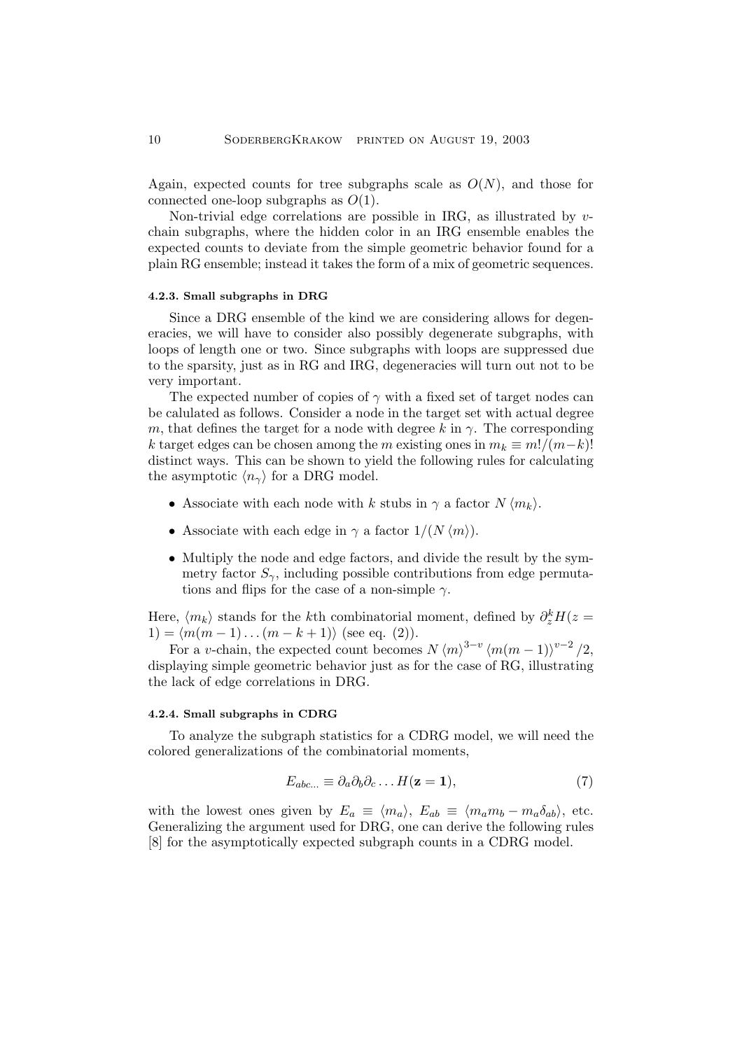Again, expected counts for tree subgraphs scale as $O(N)$, and those for connected one-loop subgraphs as $O(1)$.

Non-trivial edge correlations are possible in IRG, as illustrated by $v$-chain subgraphs, where the hidden color in an IRG ensemble enables the expected counts to deviate from the simple geometric behavior found for a plain RG ensemble; instead it takes the form of a mix of geometric sequences.

#### 4.2.3. Small subgraphs in DRG

Since a DRG ensemble of the kind we are considering allows for degeneracies, we will have to consider also possibly degenerate subgraphs, with loops of length one or two. Since subgraphs with loops are suppressed due to the sparsity, just as in RG and IRG, degeneracies will turn out not to be very important.

The expected number of copies of $\gamma$ with a fixed set of target nodes can be calulated as follows. Consider a node in the target set with actual degree $m$, that defines the target for a node with degree $k$ in $\gamma$. The corresponding $k$ target edges can be chosen among the $m$ existing ones in $m_k \equiv m!/(m-k)!$ distinct ways. This can be shown to yield the following rules for calculating the asymptotic $\langle n_\gamma \rangle$ for a DRG model.

- Associate with each node with $k$ stubs in $\gamma$ a factor $N \langle m_k \rangle$.
- Associate with each edge in $\gamma$ a factor $1/(N \langle m \rangle)$.
- Multiply the node and edge factors, and divide the result by the symmetry factor $S_\gamma$, including possible contributions from edge permutations and flips for the case of a non-simple $\gamma$.

Here, $\langle m_k \rangle$ stands for the $k$th combinatorial moment, defined by $\partial_z^k H(z = 1) = \langle m(m-1)\dots(m-k+1) \rangle$ (see eq. (2)).

For a $v$-chain, the expected count becomes $N \langle m \rangle^{3-v} \langle m(m-1) \rangle^{v-2} /2$, displaying simple geometric behavior just as for the case of RG, illustrating the lack of edge correlations in DRG.

#### 4.2.4. Small subgraphs in CDRG

To analyze the subgraph statistics for a CDRG model, we will need the colored generalizations of the combinatorial moments,

$$E_{abc\dots} \equiv \partial_a \partial_b \partial_c \dots H(\mathbf{z} = \mathbf{1}), \tag{7}$$

with the lowest ones given by $E_a \equiv \langle m_a \rangle$, $E_{ab} \equiv \langle m_a m_b - m_a \delta_{ab} \rangle$, etc. Generalizing the argument used for DRG, one can derive the following rules [8] for the asymptotically expected subgraph counts in a CDRG model.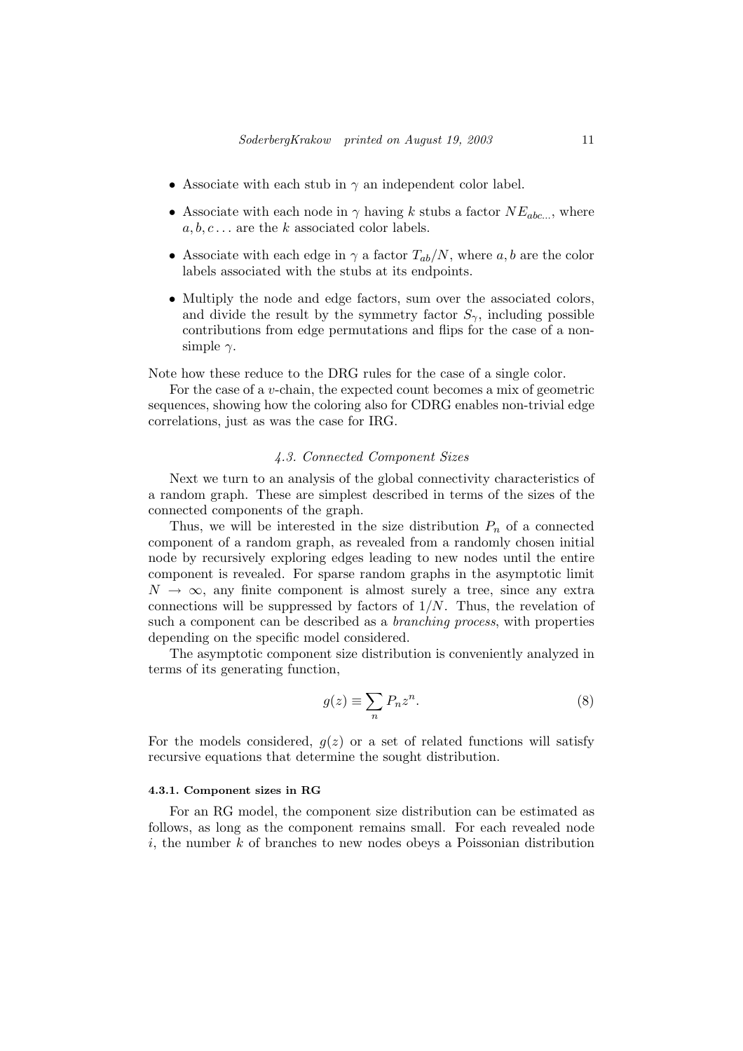- Associate with each stub in $\gamma$ an independent color label.
- Associate with each node in $\gamma$ having $k$ stubs a factor $NE_{abc\ldots}$, where $a, b, c \ldots$ are the $k$ associated color labels.
- Associate with each edge in $\gamma$ a factor $T_{ab}/N$, where $a, b$ are the color labels associated with the stubs at its endpoints.
- Multiply the node and edge factors, sum over the associated colors, and divide the result by the symmetry factor $S_\gamma$, including possible contributions from edge permutations and flips for the case of a non-simple $\gamma$.

Note how these reduce to the DRG rules for the case of a single color.

For the case of a $v$-chain, the expected count becomes a mix of geometric sequences, showing how the coloring also for CDRG enables non-trivial edge correlations, just as was the case for IRG.

### *4.3. Connected Component Sizes*

Next we turn to an analysis of the global connectivity characteristics of a random graph. These are simplest described in terms of the sizes of the connected components of the graph.

Thus, we will be interested in the size distribution $P_n$ of a connected component of a random graph, as revealed from a randomly chosen initial node by recursively exploring edges leading to new nodes until the entire component is revealed. For sparse random graphs in the asymptotic limit $N \to \infty$, any finite component is almost surely a tree, since any extra connections will be suppressed by factors of $1/N$. Thus, the revelation of such a component can be described as a *branching process*, with properties depending on the specific model considered.

The asymptotic component size distribution is conveniently analyzed in terms of its generating function,

$$g(z) \equiv \sum_n P_n z^n. \tag{8}$$

For the models considered, $g(z)$ or a set of related functions will satisfy recursive equations that determine the sought distribution.

#### 4.3.1. Component sizes in RG

For an RG model, the component size distribution can be estimated as follows, as long as the component remains small. For each revealed node $i$, the number $k$ of branches to new nodes obeys a Poissonian distribution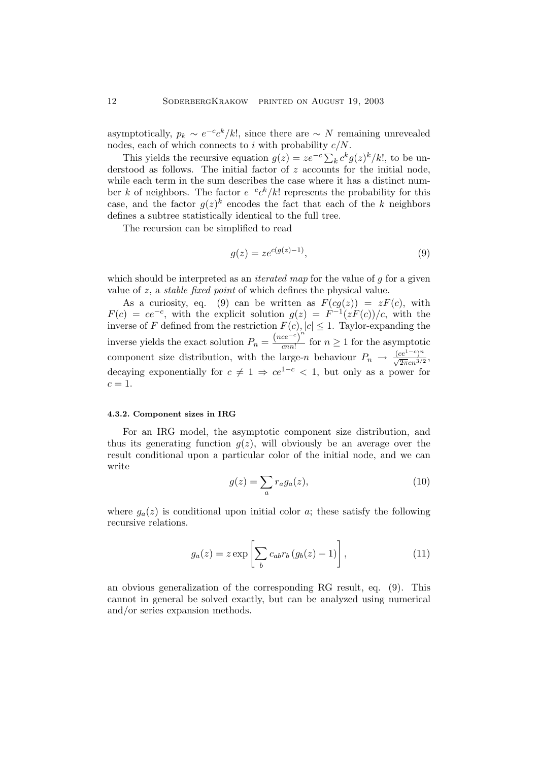asymptotically, $p_k \sim e^{-c}c^k/k!$, since there are $\sim N$ remaining unrevealed nodes, each of which connects to $i$ with probability $c/N$.

This yields the recursive equation $g(z) = ze^{-c}\sum_k c^k g(z)^k/k!$, to be understood as follows. The initial factor of $z$ accounts for the initial node, while each term in the sum describes the case where it has a distinct number $k$ of neighbors. The factor $e^{-c}c^k/k!$ represents the probability for this case, and the factor $g(z)^k$ encodes the fact that each of the $k$ neighbors defines a subtree statistically identical to the full tree.

The recursion can be simplified to read

$$g(z) = ze^{c(g(z)-1)}, \tag{9}$$

which should be interpreted as an *iterated map* for the value of $g$ for a given value of $z$, a *stable fixed point* of which defines the physical value.

As a curiosity, eq. (9) can be written as $F(cg(z)) = zF(c)$, with $F(c) = ce^{-c}$, with the explicit solution $g(z) = F^{-1}(zF(c))/c$, with the inverse of $F$ defined from the restriction $F(c), |c| \leq 1$. Taylor-expanding the inverse yields the exact solution $P_n = \frac{\left(nce^{-c}\right)^n}{cnn!}$ for $n \geq 1$ for the asymptotic component size distribution, with the large-$n$ behaviour $P_n \to \frac{(ce^{1-c})^n}{\sqrt{2\pi}cn^{3/2}}$, decaying exponentially for $c \neq 1 \Rightarrow ce^{1-c} < 1$, but only as a power for $c = 1$.

#### 4.3.2. Component sizes in IRG

For an IRG model, the asymptotic component size distribution, and thus its generating function $g(z)$, will obviously be an average over the result conditional upon a particular color of the initial node, and we can write

$$g(z) = \sum_a r_a g_a(z), \tag{10}$$

where $g_a(z)$ is conditional upon initial color $a$; these satisfy the following recursive relations.

$$g_a(z) = z\exp\left[\sum_b c_{ab} r_b \left(g_b(z) - 1\right)\right], \tag{11}$$

an obvious generalization of the corresponding RG result, eq. (9). This cannot in general be solved exactly, but can be analyzed using numerical and/or series expansion methods.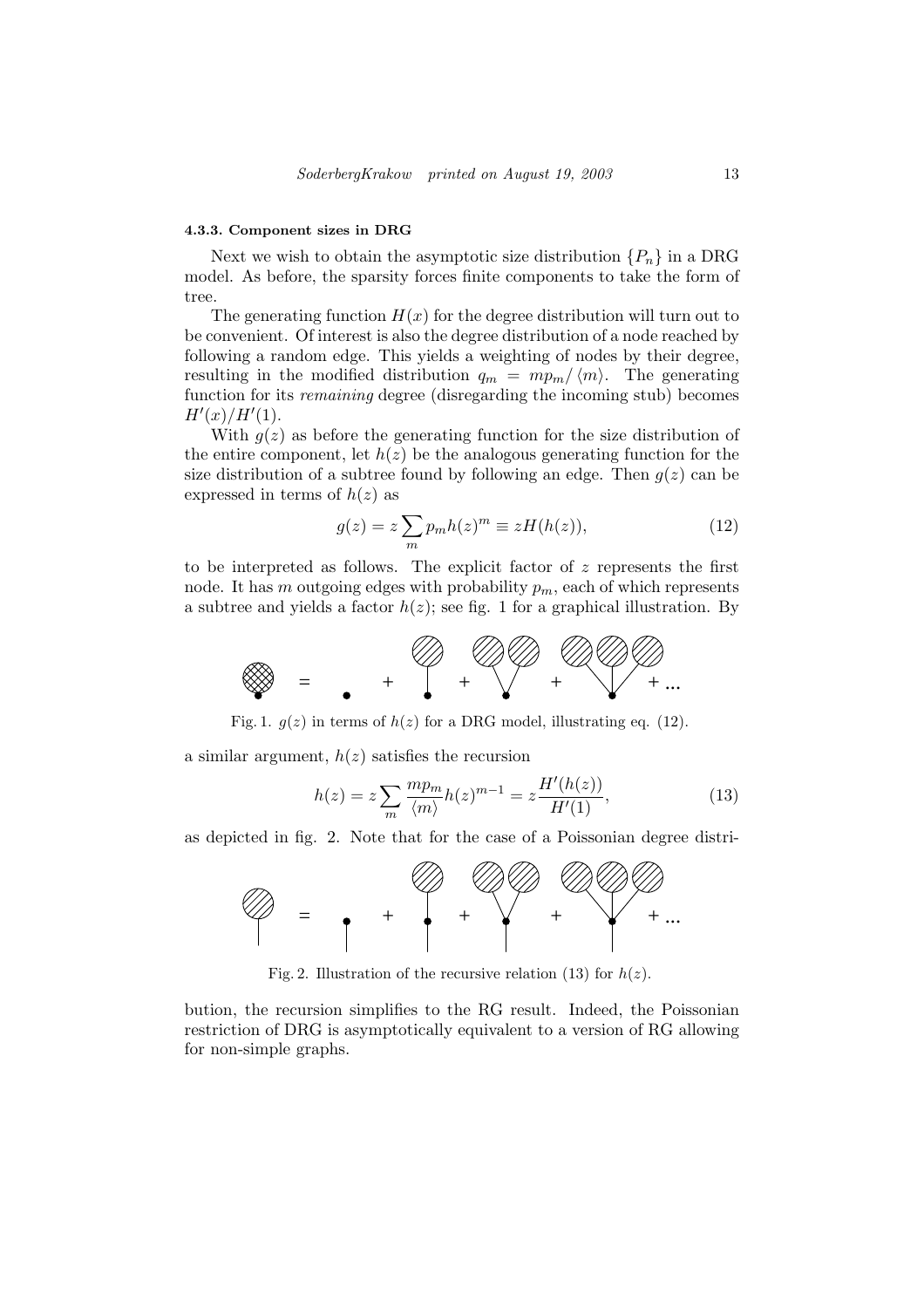#### 4.3.3. Component sizes in DRG

Next we wish to obtain the asymptotic size distribution $\{P_n\}$ in a DRG model. As before, the sparsity forces finite components to take the form of tree.

The generating function $H(x)$ for the degree distribution will turn out to be convenient. Of interest is also the degree distribution of a node reached by following a random edge. This yields a weighting of nodes by their degree, resulting in the modified distribution $q_m = mp_m/\langle m\rangle$. The generating function for its *remaining* degree (disregarding the incoming stub) becomes $H'(x)/H'(1)$.

With $g(z)$ as before the generating function for the size distribution of the entire component, let $h(z)$ be the analogous generating function for the size distribution of a subtree found by following an edge. Then $g(z)$ can be expressed in terms of $h(z)$ as

$$g(z) = z\sum_m p_m h(z)^m \equiv zH(h(z)), \tag{12}$$

to be interpreted as follows. The explicit factor of $z$ represents the first node. It has $m$ outgoing edges with probability $p_m$, each of which represents a subtree and yields a factor $h(z)$; see fig. 1 for a graphical illustration. By

Fig. 1. $g(z)$ in terms of $h(z)$ for a DRG model, illustrating eq. (12).

a similar argument, $h(z)$ satisfies the recursion

$$h(z) = z\sum_m \frac{mp_m}{\langle m\rangle} h(z)^{m-1} = z\frac{H'(h(z))}{H'(1)}, \tag{13}$$

as depicted in fig. 2. Note that for the case of a Poissonian degree distribution, the recursion simplifies to the RG result. Indeed, the Poissonian restriction of DRG is asymptotically equivalent to a version of RG allowing for non-simple graphs.

Fig. 2. Illustration of the recursive relation (13) for $h(z)$.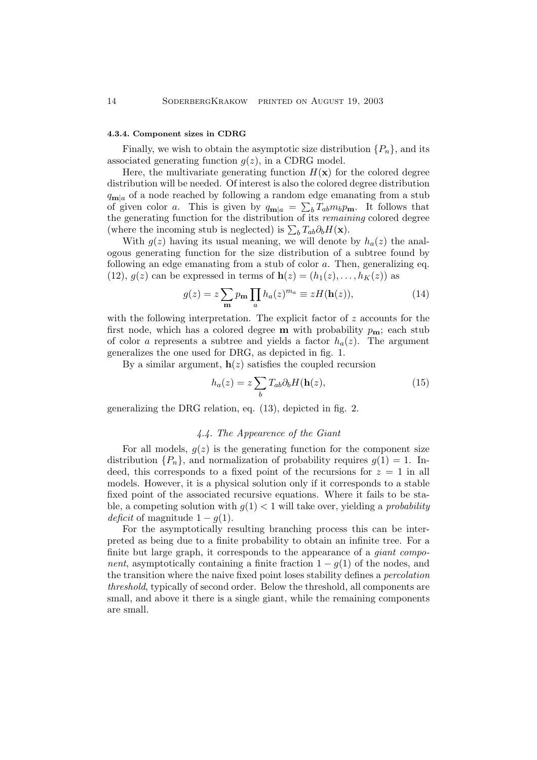#### 4.3.4. Component sizes in CDRG

Finally, we wish to obtain the asymptotic size distribution $\{P_n\}$, and its associated generating function $g(z)$, in a CDRG model.

Here, the multivariate generating function $H(\mathbf{x})$ for the colored degree distribution will be needed. Of interest is also the colored degree distribution $q_{\mathbf{m}|a}$ of a node reached by following a random edge emanating from a stub of given color $a$. This is given by $q_{\mathbf{m}|a} = \sum_b T_{ab} m_b p_{\mathbf{m}}$. It follows that the generating function for the distribution of its *remaining* colored degree (where the incoming stub is neglected) is $\sum_b T_{ab} \partial_b H(\mathbf{x})$.

With $g(z)$ having its usual meaning, we will denote by $h_a(z)$ the analogous generating function for the size distribution of a subtree found by following an edge emanating from a stub of color $a$. Then, generalizing eq. (12), $g(z)$ can be expressed in terms of $\mathbf{h}(z) = (h_1(z), \dots, h_K(z))$ as

$$g(z) = z \sum_{\mathbf{m}} p_{\mathbf{m}} \prod_a h_a(z)^{m_a} \equiv zH(\mathbf{h}(z)), \tag{14}$$

with the following interpretation. The explicit factor of $z$ accounts for the first node, which has a colored degree $\mathbf{m}$ with probability $p_{\mathbf{m}}$; each stub of color $a$ represents a subtree and yields a factor $h_a(z)$. The argument generalizes the one used for DRG, as depicted in fig. 1.

By a similar argument, $\mathbf{h}(z)$ satisfies the coupled recursion

$$h_a(z) = z \sum_b T_{ab} \partial_b H(\mathbf{h}(z)), \tag{15}$$

generalizing the DRG relation, eq. (13), depicted in fig. 2.

### *4.4. The Appearence of the Giant*

For all models, $g(z)$ is the generating function for the component size distribution $\{P_n\}$, and normalization of probability requires $g(1) = 1$. Indeed, this corresponds to a fixed point of the recursions for $z = 1$ in all models. However, it is a physical solution only if it corresponds to a stable fixed point of the associated recursive equations. Where it fails to be stable, a competing solution with $g(1) < 1$ will take over, yielding a *probability deficit* of magnitude $1 - g(1)$.

For the asymptotically resulting branching process this can be interpreted as being due to a finite probability to obtain an infinite tree. For a finite but large graph, it corresponds to the appearance of a *giant component*, asymptotically containing a finite fraction $1 - g(1)$ of the nodes, and the transition where the naive fixed point loses stability defines a *percolation threshold*, typically of second order. Below the threshold, all components are small, and above it there is a single giant, while the remaining components are small.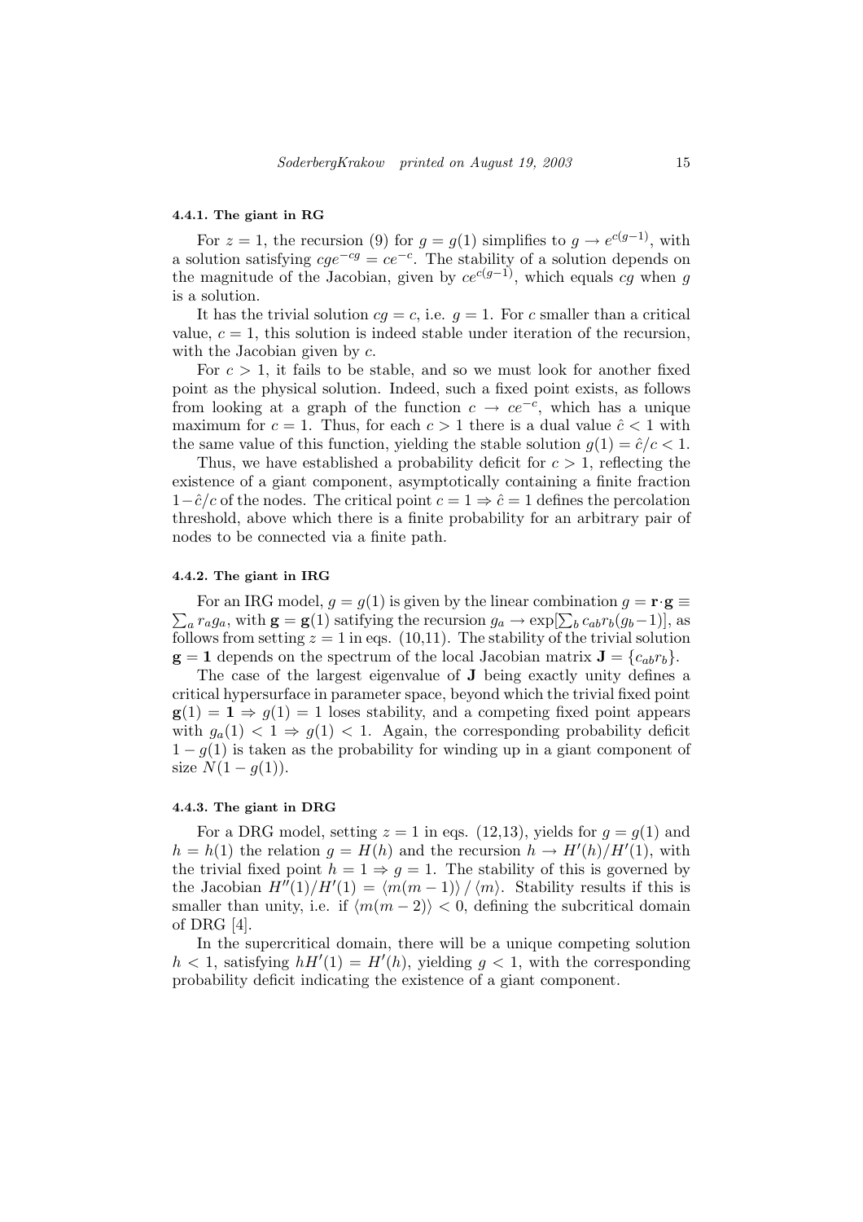#### 4.4.1. The giant in RG

For $z = 1$, the recursion (9) for $g = g(1)$ simplifies to $g \to e^{c(g-1)}$, with a solution satisfying $cge^{-cg} = ce^{-c}$. The stability of a solution depends on the magnitude of the Jacobian, given by $ce^{c(g-1)}$, which equals $cg$ when $g$ is a solution.

It has the trivial solution $cg = c$, i.e. $g = 1$. For $c$ smaller than a critical value, $c = 1$, this solution is indeed stable under iteration of the recursion, with the Jacobian given by $c$.

For $c > 1$, it fails to be stable, and so we must look for another fixed point as the physical solution. Indeed, such a fixed point exists, as follows from looking at a graph of the function $c \to ce^{-c}$, which has a unique maximum for $c = 1$. Thus, for each $c > 1$ there is a dual value $\hat{c} < 1$ with the same value of this function, yielding the stable solution $g(1) = \hat{c}/c < 1$.

Thus, we have established a probability deficit for $c > 1$, reflecting the existence of a giant component, asymptotically containing a finite fraction $1 - \hat{c}/c$ of the nodes. The critical point $c = 1 \Rightarrow \hat{c} = 1$ defines the percolation threshold, above which there is a finite probability for an arbitrary pair of nodes to be connected via a finite path.

#### 4.4.2. The giant in IRG

For an IRG model, $g = g(1)$ is given by the linear combination $g = \mathbf{r} \cdot \mathbf{g} \equiv \sum_a r_a g_a$, with $\mathbf{g} = \mathbf{g}(1)$ satisfying the recursion $g_a \to \exp[\sum_b c_{ab} r_b (g_b - 1)]$, as follows from setting $z = 1$ in eqs. (10,11). The stability of the trivial solution $\mathbf{g} = \mathbf{1}$ depends on the spectrum of the local Jacobian matrix $\mathbf{J} = \{c_{ab} r_b\}$.

The case of the largest eigenvalue of $\mathbf{J}$ being exactly unity defines a critical hypersurface in parameter space, beyond which the trivial fixed point $\mathbf{g}(1) = \mathbf{1} \Rightarrow g(1) = 1$ loses stability, and a competing fixed point appears with $g_a(1) < 1 \Rightarrow g(1) < 1$. Again, the corresponding probability deficit $1 - g(1)$ is taken as the probability for winding up in a giant component of size $N(1 - g(1))$.

#### 4.4.3. The giant in DRG

For a DRG model, setting $z = 1$ in eqs. (12,13), yields for $g = g(1)$ and $h = h(1)$ the relation $g = H(h)$ and the recursion $h \to H'(h)/H'(1)$, with the trivial fixed point $h = 1 \Rightarrow g = 1$. The stability of this is governed by the Jacobian $H''(1)/H'(1) = \langle m(m-1) \rangle / \langle m \rangle$. Stability results if this is smaller than unity, i.e. if $\langle m(m-2) \rangle < 0$, defining the subcritical domain of DRG [4].

In the supercritical domain, there will be a unique competing solution $h < 1$, satisfying $hH'(1) = H'(h)$, yielding $g < 1$, with the corresponding probability deficit indicating the existence of a giant component.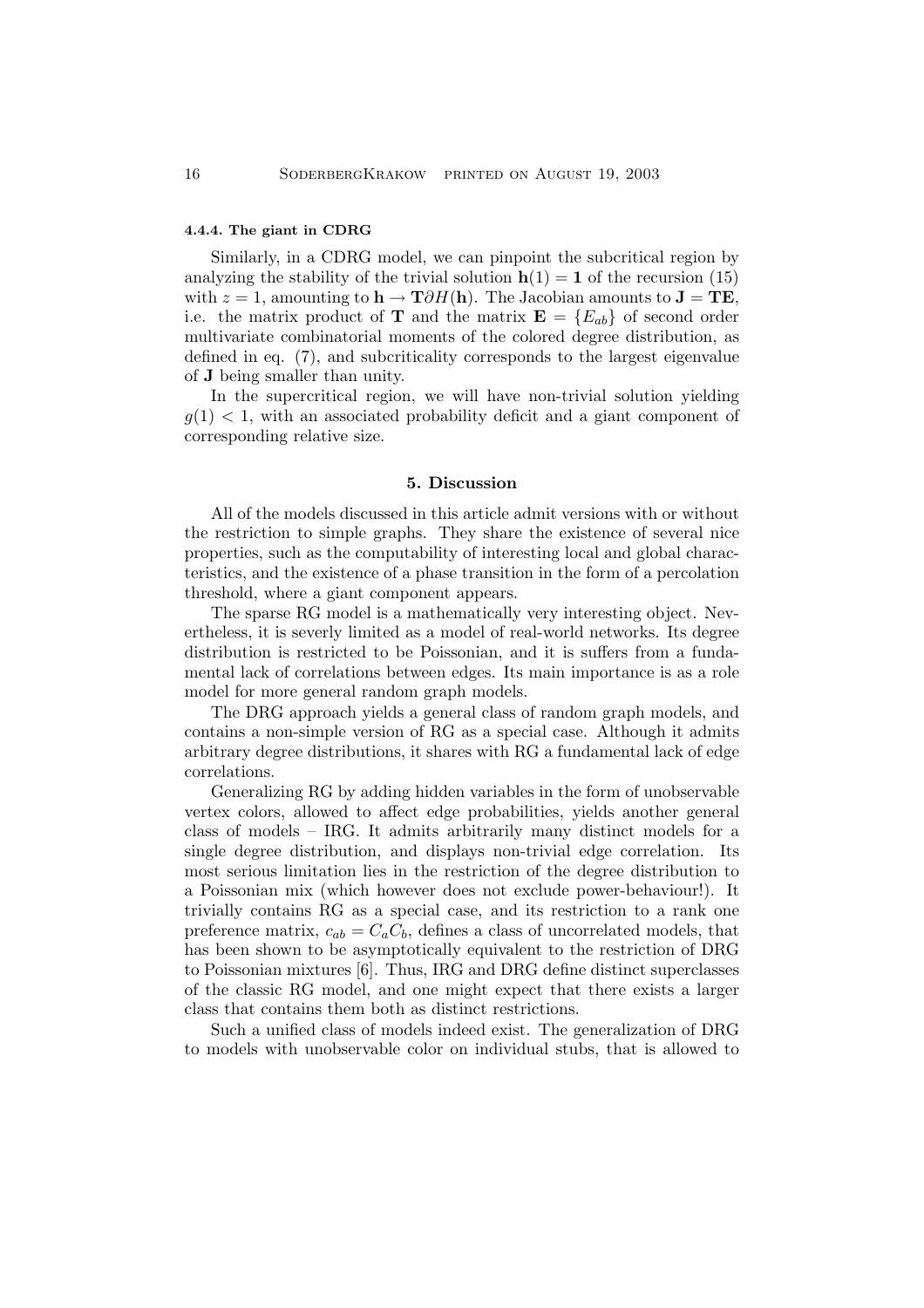#### 4.4.4. The giant in CDRG

Similarly, in a CDRG model, we can pinpoint the subcritical region by analyzing the stability of the trivial solution $\mathbf{h}(1) = \mathbf{1}$ of the recursion (15) with $z = 1$, amounting to $\mathbf{h} \to \mathbf{T}\partial H(\mathbf{h})$. The Jacobian amounts to $\mathbf{J} = \mathbf{TE}$, i.e. the matrix product of $\mathbf{T}$ and the matrix $\mathbf{E} = \{E_{ab}\}$ of second order multivariate combinatorial moments of the colored degree distribution, as defined in eq. (7), and subcriticality corresponds to the largest eigenvalue of $\mathbf{J}$ being smaller than unity.

In the supercritical region, we will have non-trivial solution yielding $g(1) < 1$, with an associated probability deficit and a giant component of corresponding relative size.

## 5. Discussion

All of the models discussed in this article admit versions with or without the restriction to simple graphs. They share the existence of several nice properties, such as the computability of interesting local and global characteristics, and the existence of a phase transition in the form of a percolation threshold, where a giant component appears.

The sparse RG model is a mathematically very interesting object. Nevertheless, it is severly limited as a model of real-world networks. Its degree distribution is restricted to be Poissonian, and it is suffers from a fundamental lack of correlations between edges. Its main importance is as a role model for more general random graph models.

The DRG approach yields a general class of random graph models, and contains a non-simple version of RG as a special case. Although it admits arbitrary degree distributions, it shares with RG a fundamental lack of edge correlations.

Generalizing RG by adding hidden variables in the form of unobservable vertex colors, allowed to affect edge probabilities, yields another general class of models – IRG. It admits arbitrarily many distinct models for a single degree distribution, and displays non-trivial edge correlation. Its most serious limitation lies in the restriction of the degree distribution to a Poissonian mix (which however does not exclude power-behaviour!). It trivially contains RG as a special case, and its restriction to a rank one preference matrix, $c_{ab} = C_a C_b$, defines a class of uncorrelated models, that has been shown to be asymptotically equivalent to the restriction of DRG to Poissonian mixtures [6]. Thus, IRG and DRG define distinct superclasses of the classic RG model, and one might expect that there exists a larger class that contains them both as distinct restrictions.

Such a unified class of models indeed exist. The generalization of DRG to models with unobservable color on individual stubs, that is allowed to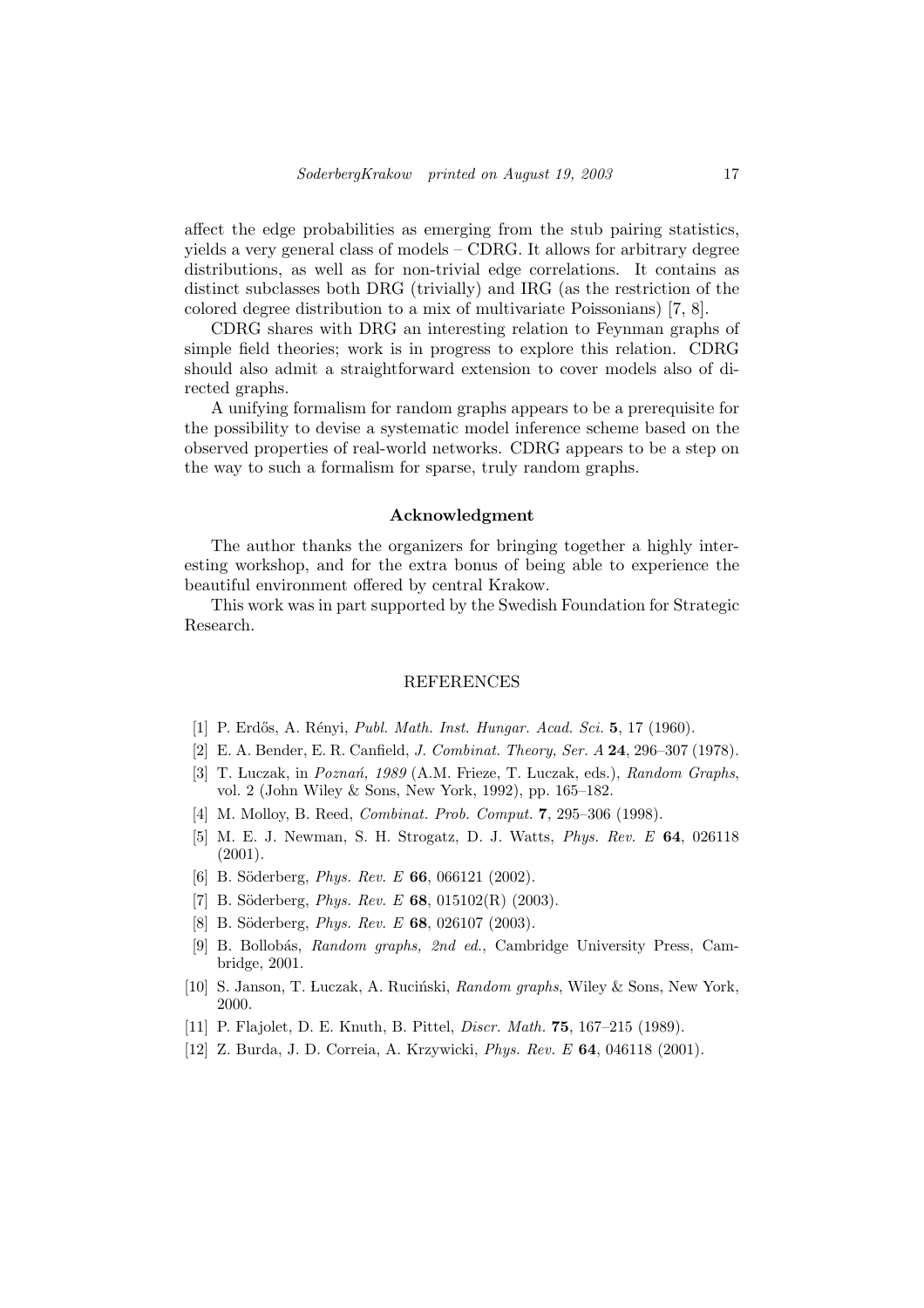affect the edge probabilities as emerging from the stub pairing statistics, yields a very general class of models – CDRG. It allows for arbitrary degree distributions, as well as for non-trivial edge correlations. It contains as distinct subclasses both DRG (trivially) and IRG (as the restriction of the colored degree distribution to a mix of multivariate Poissonians) [7, 8].

CDRG shares with DRG an interesting relation to Feynman graphs of simple field theories; work is in progress to explore this relation. CDRG should also admit a straightforward extension to cover models also of directed graphs.

A unifying formalism for random graphs appears to be a prerequisite for the possibility to devise a systematic model inference scheme based on the observed properties of real-world networks. CDRG appears to be a step on the way to such a formalism for sparse, truly random graphs.

## Acknowledgment

The author thanks the organizers for bringing together a highly interesting workshop, and for the extra bonus of being able to experience the beautiful environment offered by central Krakow.

This work was in part supported by the Swedish Foundation for Strategic Research.

## REFERENCES

[1] P. Erdős, A. Rényi, *Publ. Math. Inst. Hungar. Acad. Sci.* **5**, 17 (1960).

[2] E. A. Bender, E. R. Canfield, *J. Combinat. Theory, Ser. A* **24**, 296–307 (1978).

[3] T. Łuczak, in *Poznań, 1989* (A.M. Frieze, T. Łuczak, eds.), *Random Graphs*, vol. 2 (John Wiley & Sons, New York, 1992), pp. 165–182.

[4] M. Molloy, B. Reed, *Combinat. Prob. Comput.* **7**, 295–306 (1998).

[5] M. E. J. Newman, S. H. Strogatz, D. J. Watts, *Phys. Rev. E* **64**, 026118 (2001).

[6] B. Söderberg, *Phys. Rev. E* **66**, 066121 (2002).

[7] B. Söderberg, *Phys. Rev. E* **68**, 015102(R) (2003).

[8] B. Söderberg, *Phys. Rev. E* **68**, 026107 (2003).

[9] B. Bollobás, *Random graphs, 2nd ed.*, Cambridge University Press, Cambridge, 2001.

[10] S. Janson, T. Łuczak, A. Ruciński, *Random graphs*, Wiley & Sons, New York, 2000.

[11] P. Flajolet, D. E. Knuth, B. Pittel, *Discr. Math.* **75**, 167–215 (1989).

[12] Z. Burda, J. D. Correia, A. Krzywicki, *Phys. Rev. E* **64**, 046118 (2001).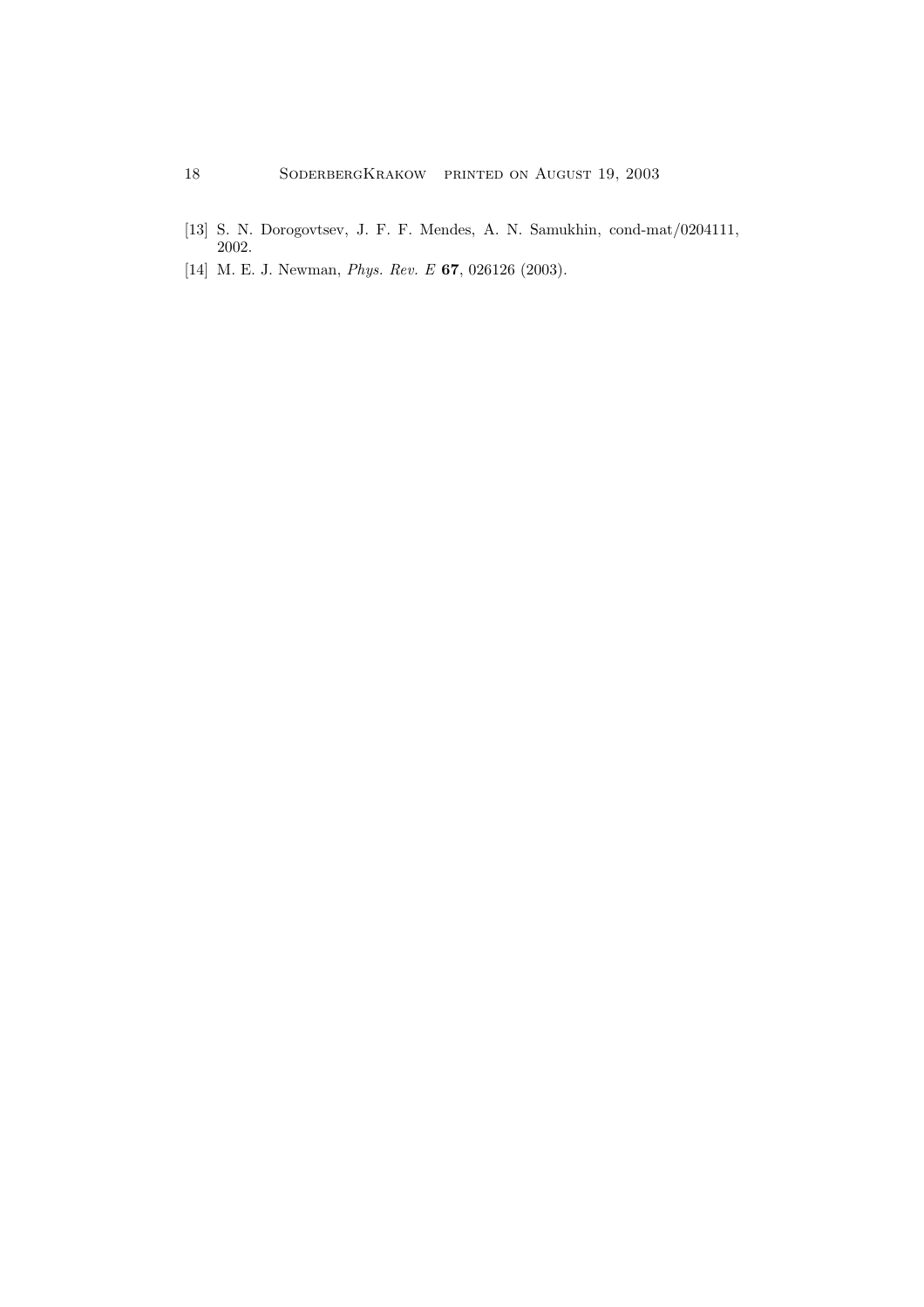[13] S. N. Dorogovtsev, J. F. F. Mendes, A. N. Samukhin, cond-mat/0204111, 2002.

[14] M. E. J. Newman, *Phys. Rev. E* **67**, 026126 (2003).